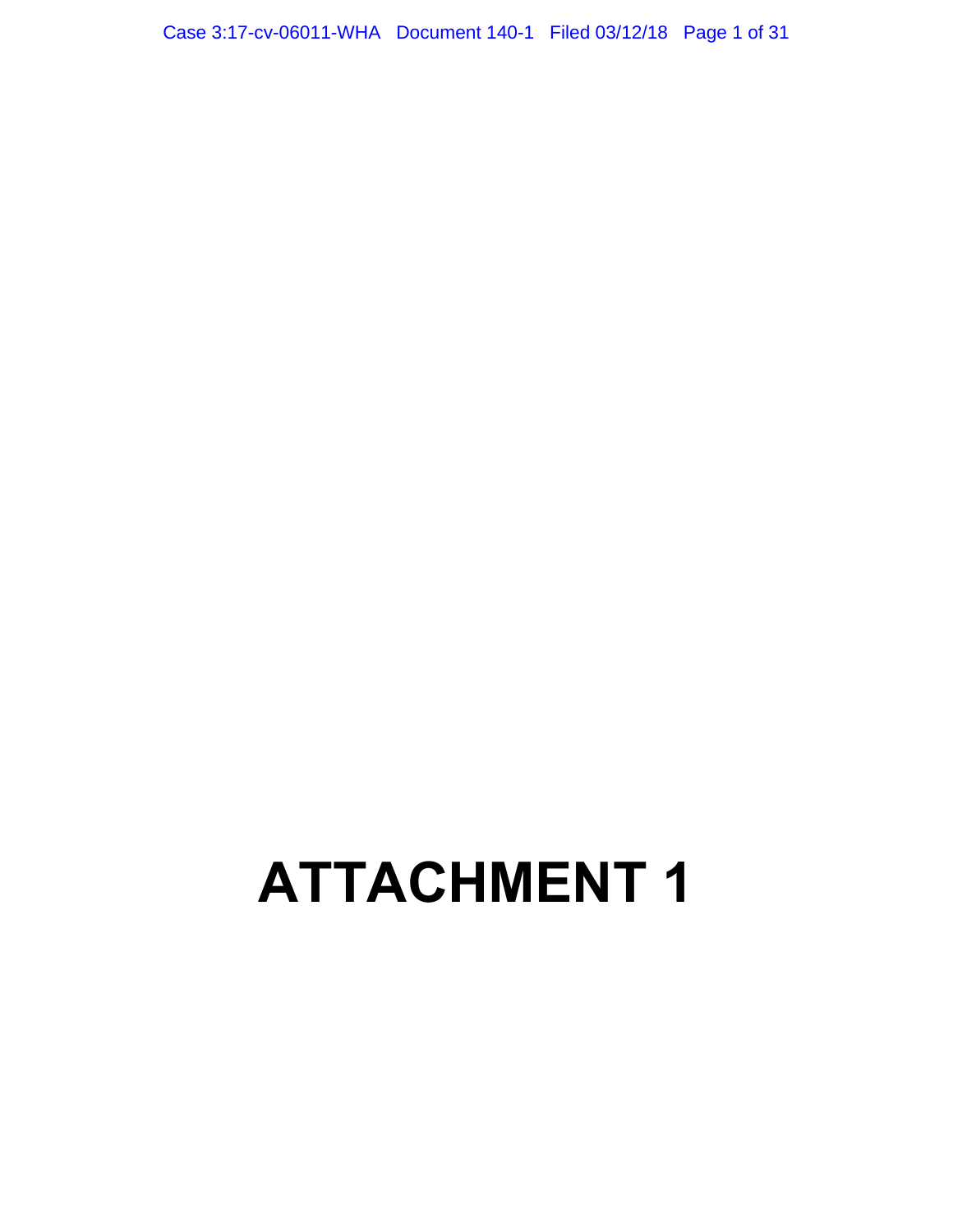# ATTACHMENT 1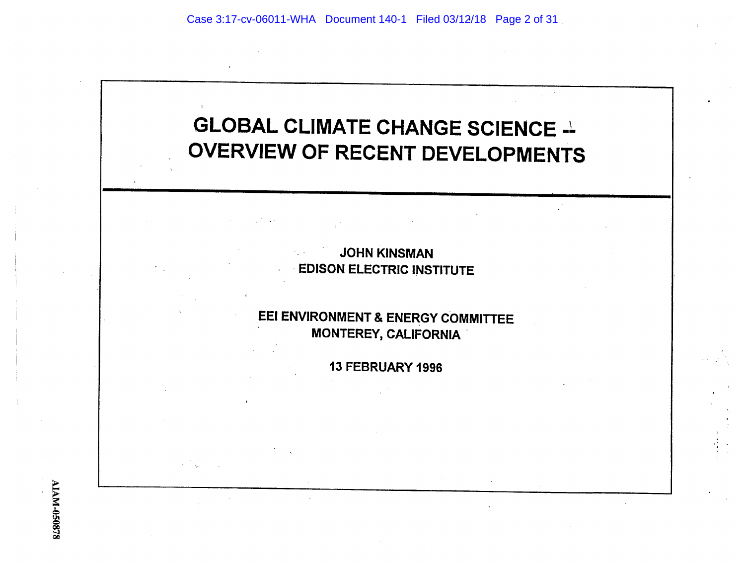# GLOBAL CLIMATE CHANGE SCIENCE -- OVERVIEW OF RECENT DEVELOPMENTS

JOHN KINSMAN
EDISON ELECTRIC INSTITUTE

EEI ENVIRONMENT & ENERGY COMMITTEE
MONTEREY, CALIFORNIA

13 FEBRUARY 1996

AIAM-050878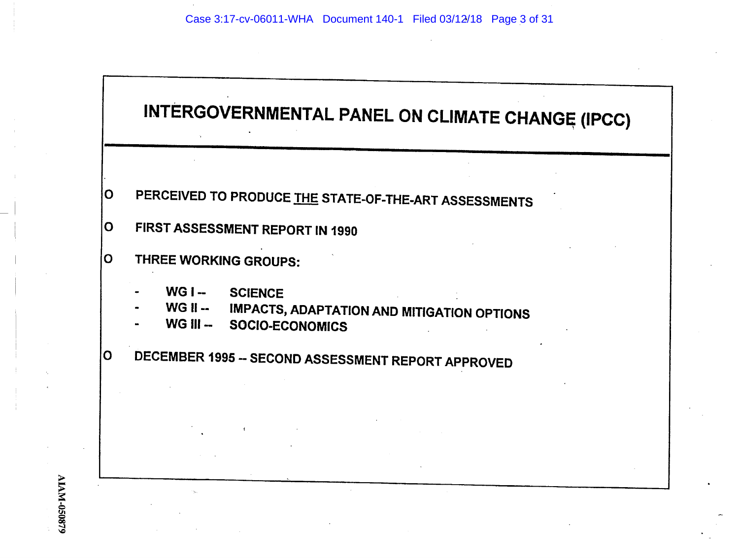# INTERGOVERNMENTAL PANEL ON CLIMATE CHANGE (IPCC)

- PERCEIVED TO PRODUCE THE STATE-OF-THE-ART ASSESSMENTS
- FIRST ASSESSMENT REPORT IN 1990
- THREE WORKING GROUPS:
  - WG I -- SCIENCE
  - WG II -- IMPACTS, ADAPTATION AND MITIGATION OPTIONS
  - WG III -- SOCIO-ECONOMICS
- DECEMBER 1995 -- SECOND ASSESSMENT REPORT APPROVED

AIAM-050879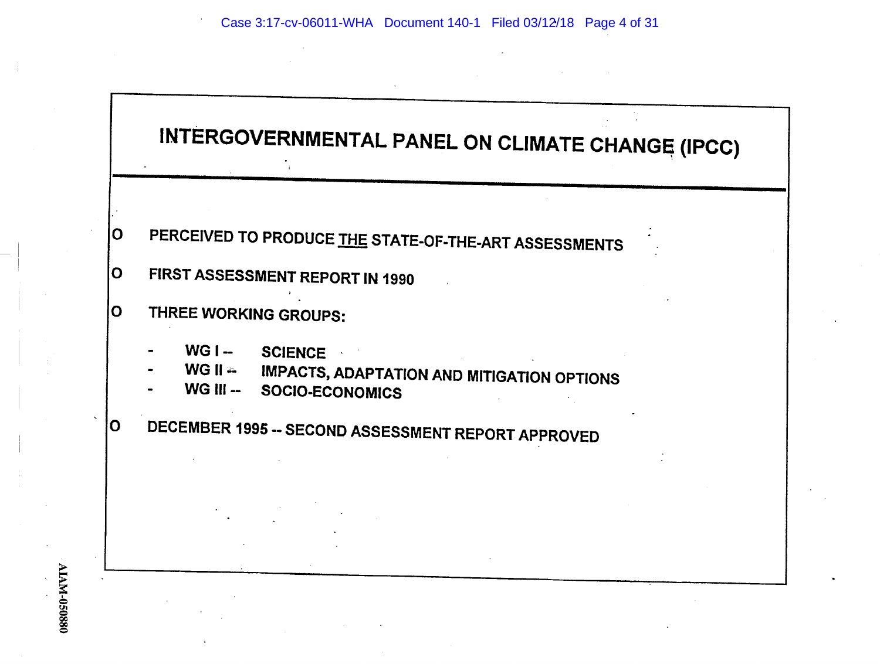# INTERGOVERNMENTAL PANEL ON CLIMATE CHANGE (IPCC)

- PERCEIVED TO PRODUCE <u>THE</u> STATE-OF-THE-ART ASSESSMENTS
- FIRST ASSESSMENT REPORT IN 1990
- THREE WORKING GROUPS:
  - WG I -- SCIENCE
  - WG II -- IMPACTS, ADAPTATION AND MITIGATION OPTIONS
  - WG III -- SOCIO-ECONOMICS
- DECEMBER 1995 -- SECOND ASSESSMENT REPORT APPROVED

AIAM-050880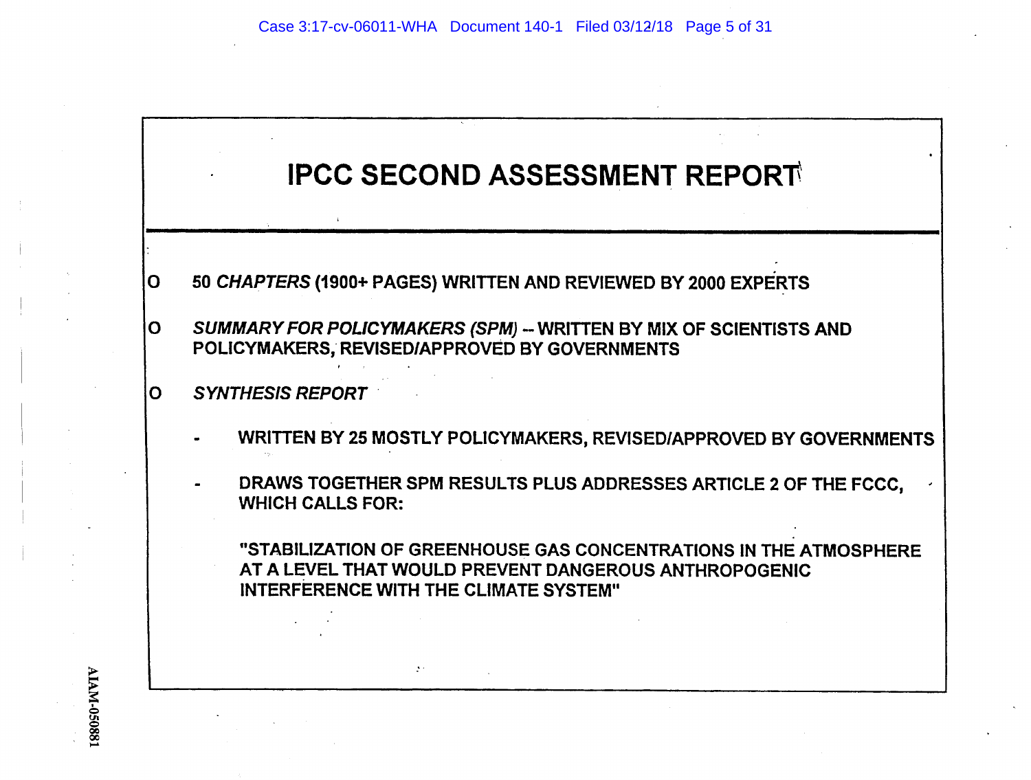# IPCC SECOND ASSESSMENT REPORT

- 50 *CHAPTERS* (1900+ PAGES) WRITTEN AND REVIEWED BY 2000 EXPERTS
- *SUMMARY FOR POLICYMAKERS (SPM)* -- WRITTEN BY MIX OF SCIENTISTS AND POLICYMAKERS, REVISED/APPROVED BY GOVERNMENTS
- *SYNTHESIS REPORT*
  - WRITTEN BY 25 MOSTLY POLICYMAKERS, REVISED/APPROVED BY GOVERNMENTS
  - DRAWS TOGETHER SPM RESULTS PLUS ADDRESSES ARTICLE 2 OF THE FCCC, WHICH CALLS FOR:

    "STABILIZATION OF GREENHOUSE GAS CONCENTRATIONS IN THE ATMOSPHERE AT A LEVEL THAT WOULD PREVENT DANGEROUS ANTHROPOGENIC INTERFERENCE WITH THE CLIMATE SYSTEM"

AIAM-050881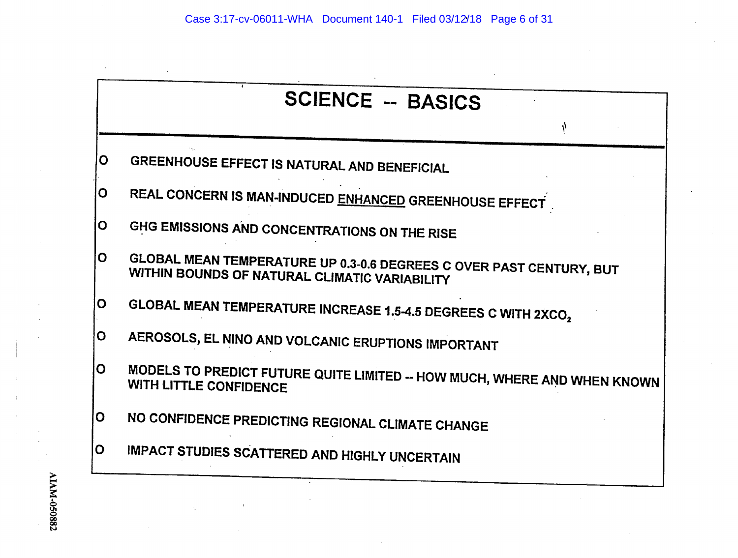# SCIENCE -- BASICS

- GREENHOUSE EFFECT IS NATURAL AND BENEFICIAL
- REAL CONCERN IS MAN-INDUCED <u>ENHANCED</u> GREENHOUSE EFFECT
- GHG EMISSIONS AND CONCENTRATIONS ON THE RISE
- GLOBAL MEAN TEMPERATURE UP 0.3-0.6 DEGREES C OVER PAST CENTURY, BUT WITHIN BOUNDS OF NATURAL CLIMATIC VARIABILITY
- GLOBAL MEAN TEMPERATURE INCREASE 1.5-4.5 DEGREES C WITH 2X$CO_2$
- AEROSOLS, EL NINO AND VOLCANIC ERUPTIONS IMPORTANT
- MODELS TO PREDICT FUTURE QUITE LIMITED -- HOW MUCH, WHERE AND WHEN KNOWN WITH LITTLE CONFIDENCE
- NO CONFIDENCE PREDICTING REGIONAL CLIMATE CHANGE
- IMPACT STUDIES SCATTERED AND HIGHLY UNCERTAIN

AIAM-050882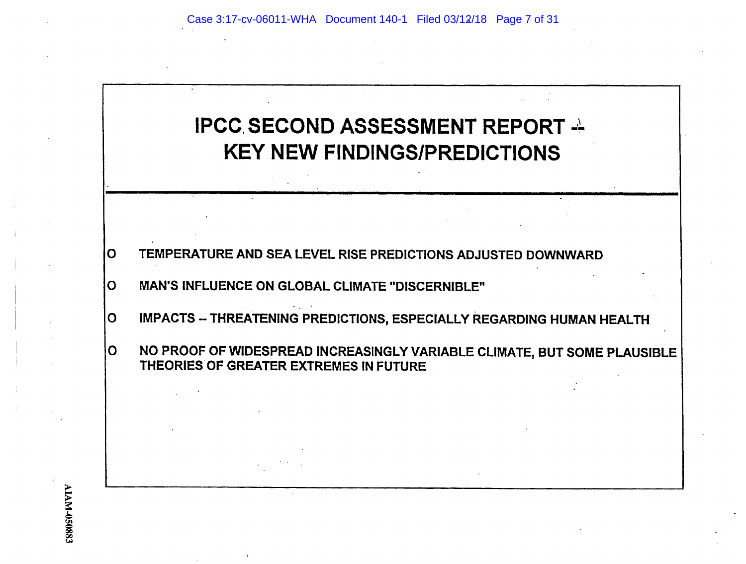# IPCC SECOND ASSESSMENT REPORT -- KEY NEW FINDINGS/PREDICTIONS

- TEMPERATURE AND SEA LEVEL RISE PREDICTIONS ADJUSTED DOWNWARD
- MAN'S INFLUENCE ON GLOBAL CLIMATE "DISCERNIBLE"
- IMPACTS -- THREATENING PREDICTIONS, ESPECIALLY REGARDING HUMAN HEALTH
- NO PROOF OF WIDESPREAD INCREASINGLY VARIABLE CLIMATE, BUT SOME PLAUSIBLE THEORIES OF GREATER EXTREMES IN FUTURE

AIAM-050883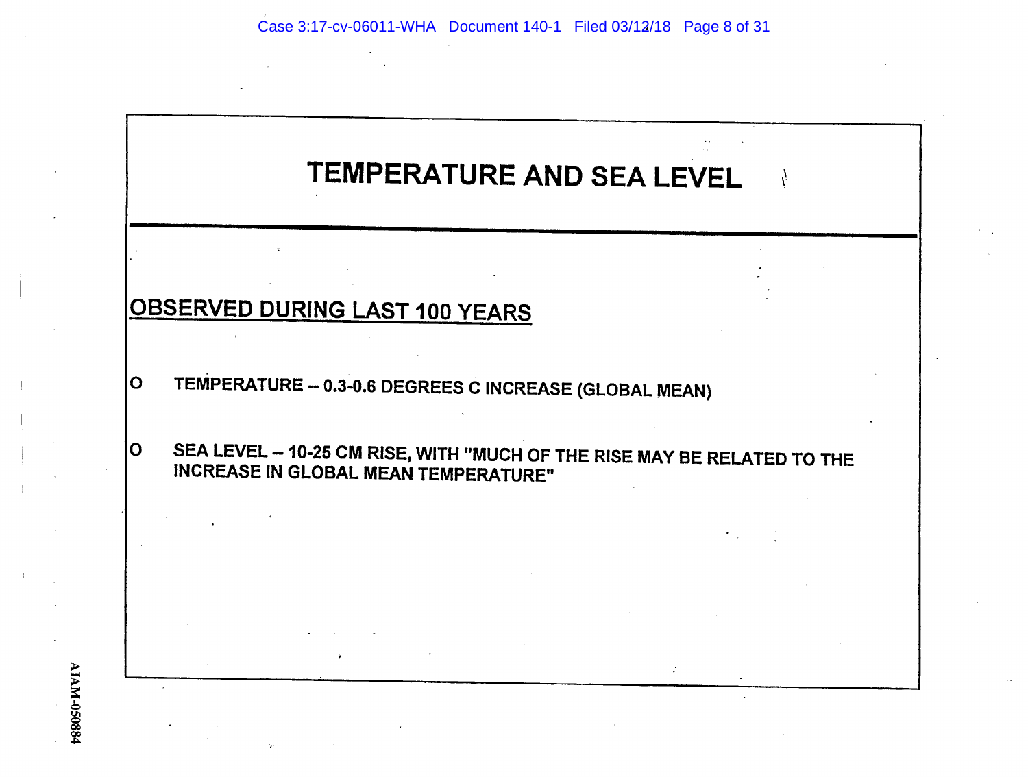# TEMPERATURE AND SEA LEVEL

## OBSERVED DURING LAST 100 YEARS

- TEMPERATURE -- 0.3-0.6 DEGREES C INCREASE (GLOBAL MEAN)

- SEA LEVEL -- 10-25 CM RISE, WITH "MUCH OF THE RISE MAY BE RELATED TO THE INCREASE IN GLOBAL MEAN TEMPERATURE"

AIAM-050884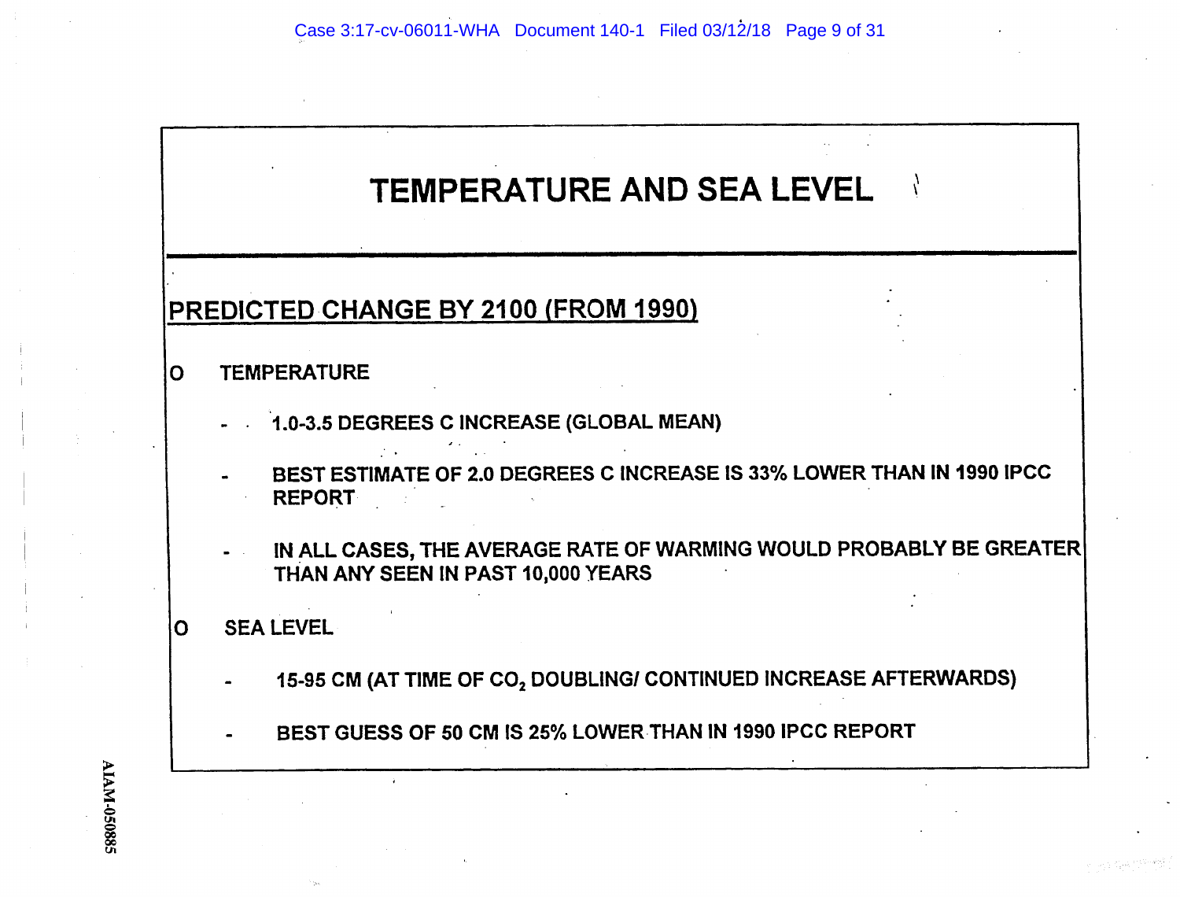# TEMPERATURE AND SEA LEVEL

## PREDICTED CHANGE BY 2100 (FROM 1990)

- TEMPERATURE
  - 1.0-3.5 DEGREES C INCREASE (GLOBAL MEAN)
  - BEST ESTIMATE OF 2.0 DEGREES C INCREASE IS 33% LOWER THAN IN 1990 IPCC REPORT
  - IN ALL CASES, THE AVERAGE RATE OF WARMING WOULD PROBABLY BE GREATER THAN ANY SEEN IN PAST 10,000 YEARS
- SEA LEVEL
  - 15-95 CM (AT TIME OF $CO_2$ DOUBLING/ CONTINUED INCREASE AFTERWARDS)
  - BEST GUESS OF 50 CM IS 25% LOWER THAN IN 1990 IPCC REPORT

AIAM-050885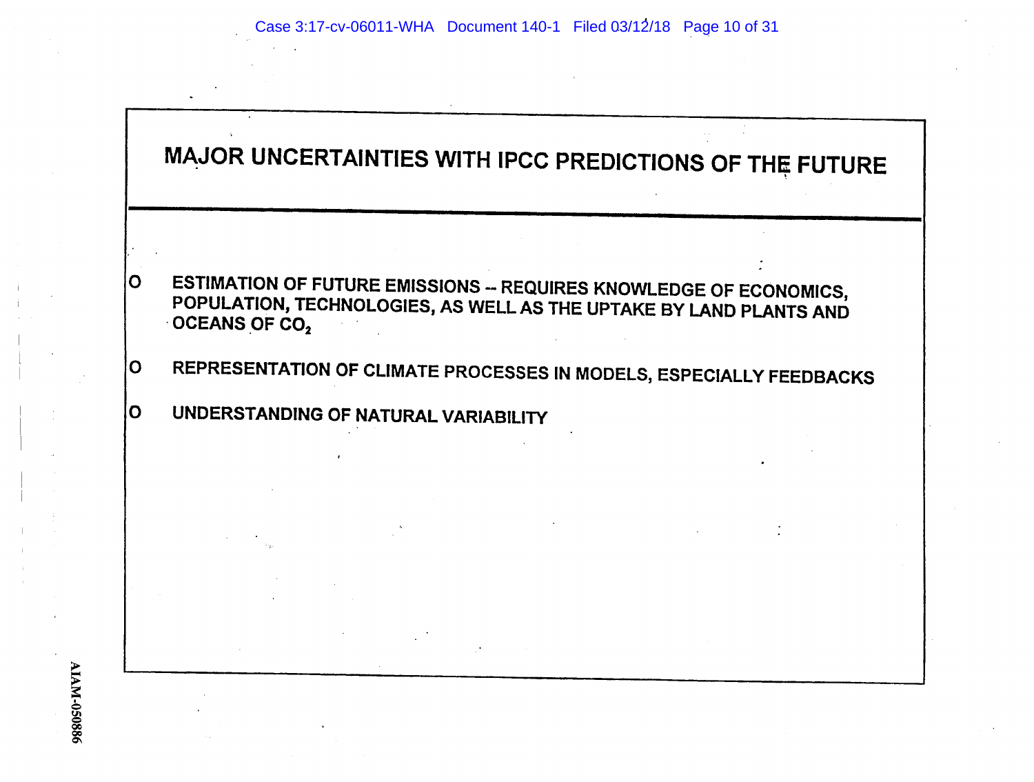# MAJOR UNCERTAINTIES WITH IPCC PREDICTIONS OF THE FUTURE

- ESTIMATION OF FUTURE EMISSIONS -- REQUIRES KNOWLEDGE OF ECONOMICS, POPULATION, TECHNOLOGIES, AS WELL AS THE UPTAKE BY LAND PLANTS AND OCEANS OF $CO_2$
- REPRESENTATION OF CLIMATE PROCESSES IN MODELS, ESPECIALLY FEEDBACKS
- UNDERSTANDING OF NATURAL VARIABILITY

AIAM-050886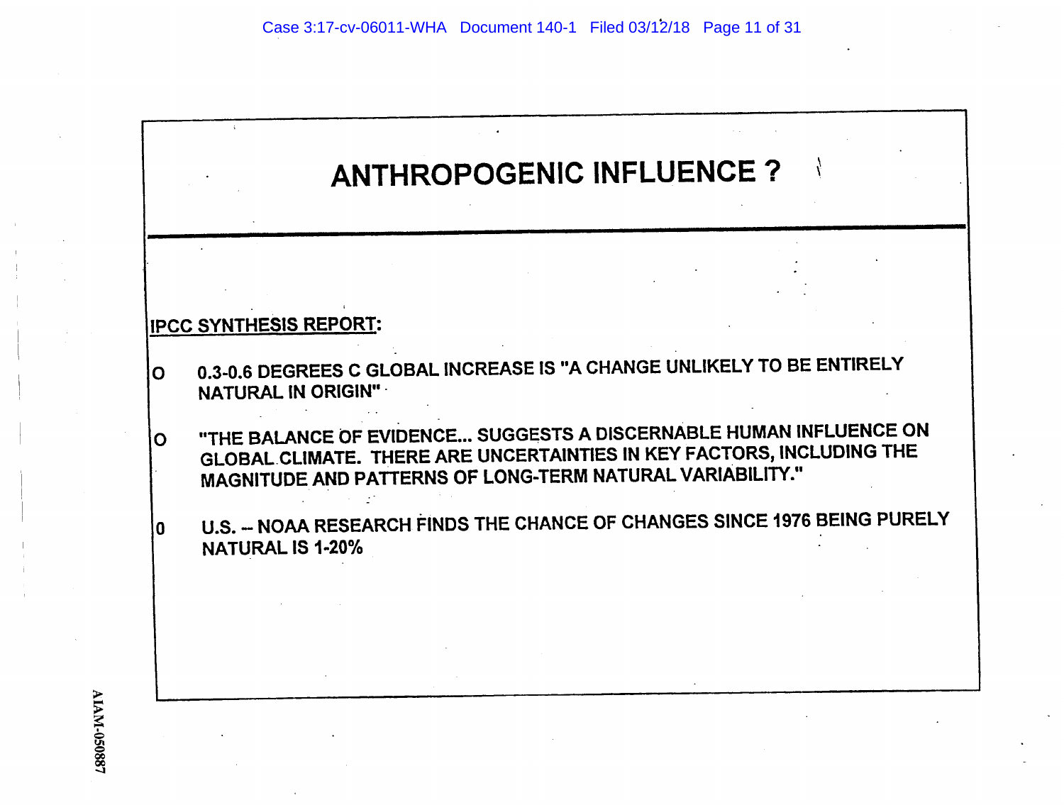# ANTHROPOGENIC INFLUENCE ?

**IPCC SYNTHESIS REPORT:**

- 0.3-0.6 DEGREES C GLOBAL INCREASE IS "A CHANGE UNLIKELY TO BE ENTIRELY NATURAL IN ORIGIN"
- "THE BALANCE OF EVIDENCE... SUGGESTS A DISCERNABLE HUMAN INFLUENCE ON GLOBAL CLIMATE. THERE ARE UNCERTAINTIES IN KEY FACTORS, INCLUDING THE MAGNITUDE AND PATTERNS OF LONG-TERM NATURAL VARIABILITY."
- U.S. -- NOAA RESEARCH FINDS THE CHANCE OF CHANGES SINCE 1976 BEING PURELY NATURAL IS 1-20%

AIAM-050887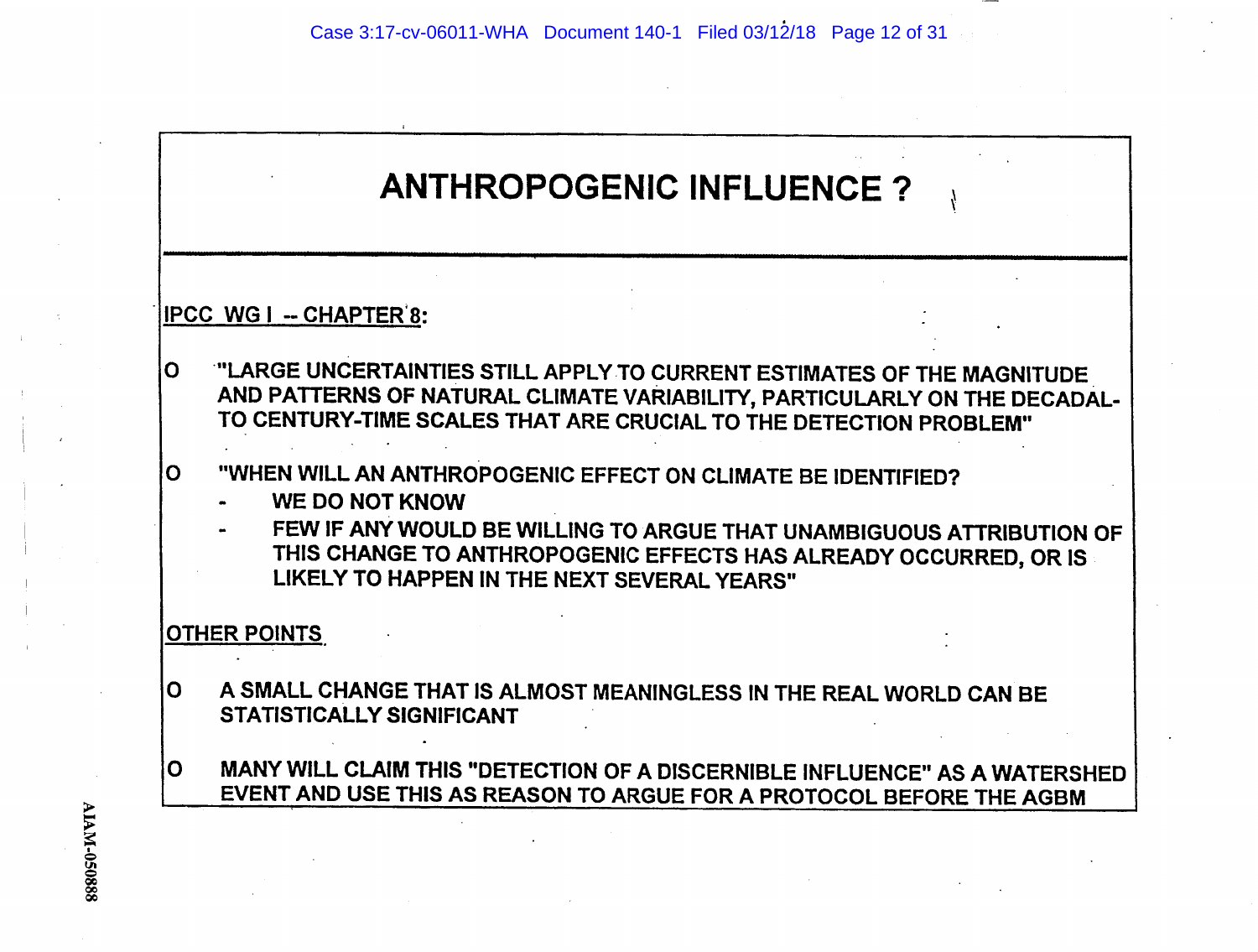# ANTHROPOGENIC INFLUENCE ?

**IPCC WG I -- CHAPTER 8:**

- "LARGE UNCERTAINTIES STILL APPLY TO CURRENT ESTIMATES OF THE MAGNITUDE AND PATTERNS OF NATURAL CLIMATE VARIABILITY, PARTICULARLY ON THE DECADAL-TO CENTURY-TIME SCALES THAT ARE CRUCIAL TO THE DETECTION PROBLEM"

- "WHEN WILL AN ANTHROPOGENIC EFFECT ON CLIMATE BE IDENTIFIED?
  - WE DO NOT KNOW
  - FEW IF ANY WOULD BE WILLING TO ARGUE THAT UNAMBIGUOUS ATTRIBUTION OF THIS CHANGE TO ANTHROPOGENIC EFFECTS HAS ALREADY OCCURRED, OR IS LIKELY TO HAPPEN IN THE NEXT SEVERAL YEARS"

**OTHER POINTS**

- A SMALL CHANGE THAT IS ALMOST MEANINGLESS IN THE REAL WORLD CAN BE STATISTICALLY SIGNIFICANT

- MANY WILL CLAIM THIS "DETECTION OF A DISCERNIBLE INFLUENCE" AS A WATERSHED EVENT AND USE THIS AS REASON TO ARGUE FOR A PROTOCOL BEFORE THE AGBM

AIAM-050888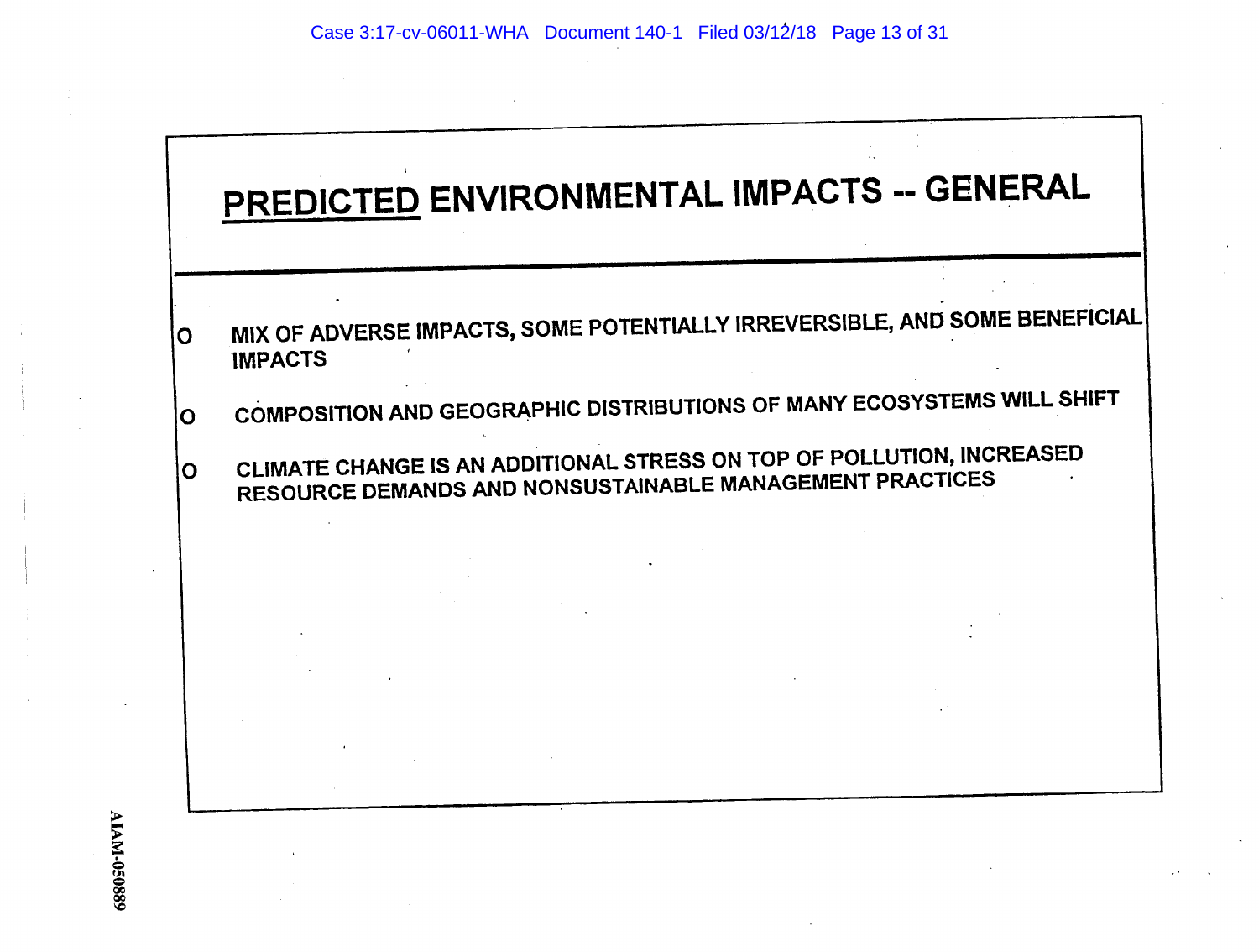# PREDICTED ENVIRONMENTAL IMPACTS -- GENERAL

- MIX OF ADVERSE IMPACTS, SOME POTENTIALLY IRREVERSIBLE, AND SOME BENEFICIAL IMPACTS
- COMPOSITION AND GEOGRAPHIC DISTRIBUTIONS OF MANY ECOSYSTEMS WILL SHIFT
- CLIMATE CHANGE IS AN ADDITIONAL STRESS ON TOP OF POLLUTION, INCREASED RESOURCE DEMANDS AND NONSUSTAINABLE MANAGEMENT PRACTICES

AIAM-050889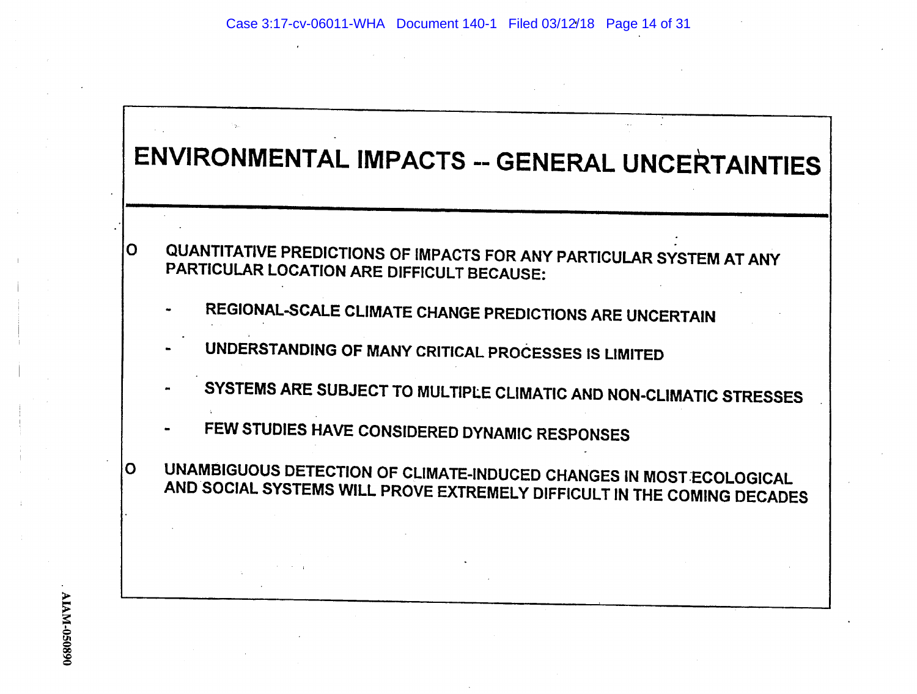# ENVIRONMENTAL IMPACTS -- GENERAL UNCERTAINTIES

- QUANTITATIVE PREDICTIONS OF IMPACTS FOR ANY PARTICULAR SYSTEM AT ANY PARTICULAR LOCATION ARE DIFFICULT BECAUSE:
  - REGIONAL-SCALE CLIMATE CHANGE PREDICTIONS ARE UNCERTAIN
  - UNDERSTANDING OF MANY CRITICAL PROCESSES IS LIMITED
  - SYSTEMS ARE SUBJECT TO MULTIPLE CLIMATIC AND NON-CLIMATIC STRESSES
  - FEW STUDIES HAVE CONSIDERED DYNAMIC RESPONSES
- UNAMBIGUOUS DETECTION OF CLIMATE-INDUCED CHANGES IN MOST ECOLOGICAL AND SOCIAL SYSTEMS WILL PROVE EXTREMELY DIFFICULT IN THE COMING DECADES

AIAM-050890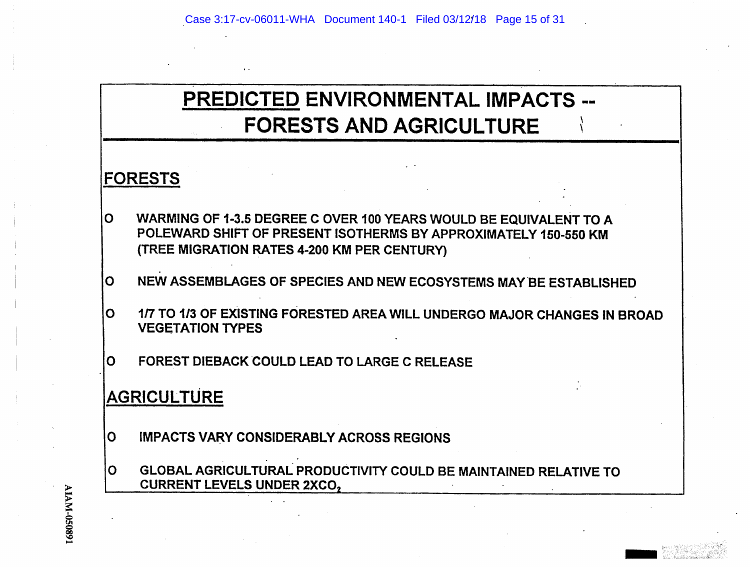# PREDICTED ENVIRONMENTAL IMPACTS -- FORESTS AND AGRICULTURE

## FORESTS

- WARMING OF 1-3.5 DEGREE C OVER 100 YEARS WOULD BE EQUIVALENT TO A POLEWARD SHIFT OF PRESENT ISOTHERMS BY APPROXIMATELY 150-550 KM (TREE MIGRATION RATES 4-200 KM PER CENTURY)
- NEW ASSEMBLAGES OF SPECIES AND NEW ECOSYSTEMS MAY BE ESTABLISHED
- 1/7 TO 1/3 OF EXISTING FORESTED AREA WILL UNDERGO MAJOR CHANGES IN BROAD VEGETATION TYPES
- FOREST DIEBACK COULD LEAD TO LARGE C RELEASE

## AGRICULTURE

- IMPACTS VARY CONSIDERABLY ACROSS REGIONS
- GLOBAL AGRICULTURAL PRODUCTIVITY COULD BE MAINTAINED RELATIVE TO CURRENT LEVELS UNDER $2XCO_2$

AIAM-050891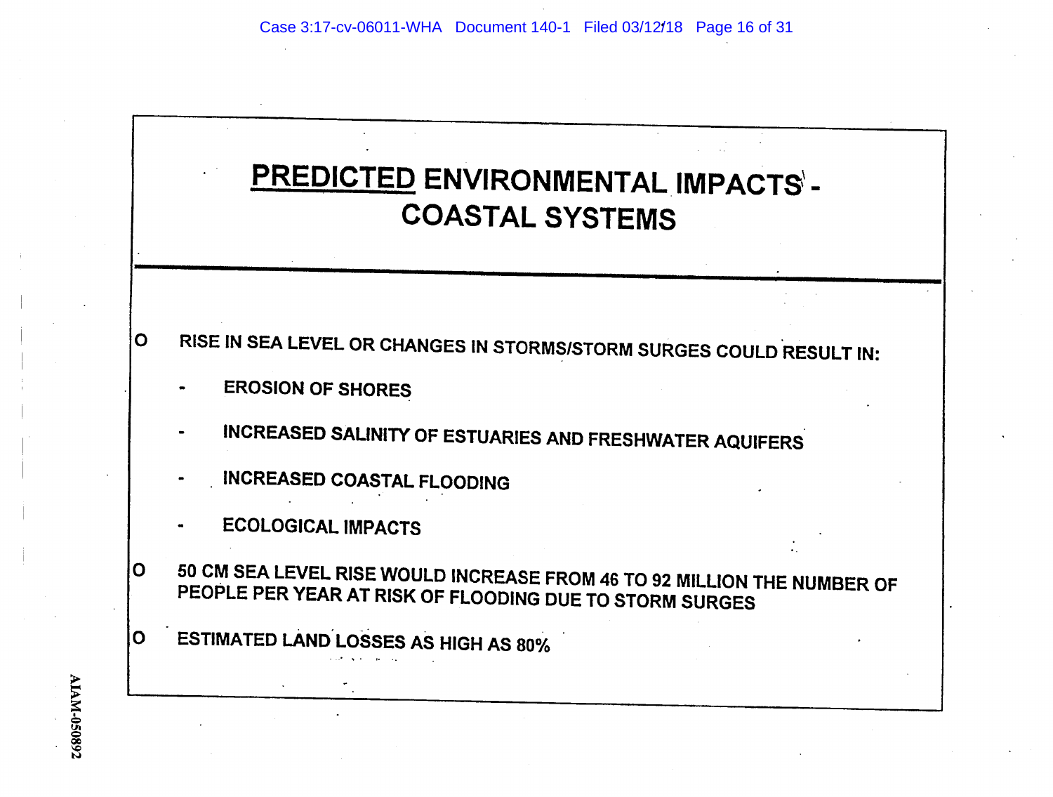# <u>PREDICTED</u> ENVIRONMENTAL IMPACTS - COASTAL SYSTEMS

- RISE IN SEA LEVEL OR CHANGES IN STORMS/STORM SURGES COULD RESULT IN:
  - EROSION OF SHORES
  - INCREASED SALINITY OF ESTUARIES AND FRESHWATER AQUIFERS
  - INCREASED COASTAL FLOODING
  - ECOLOGICAL IMPACTS
- 50 CM SEA LEVEL RISE WOULD INCREASE FROM 46 TO 92 MILLION THE NUMBER OF PEOPLE PER YEAR AT RISK OF FLOODING DUE TO STORM SURGES
- ESTIMATED LAND LOSSES AS HIGH AS 80%

AIAM-050892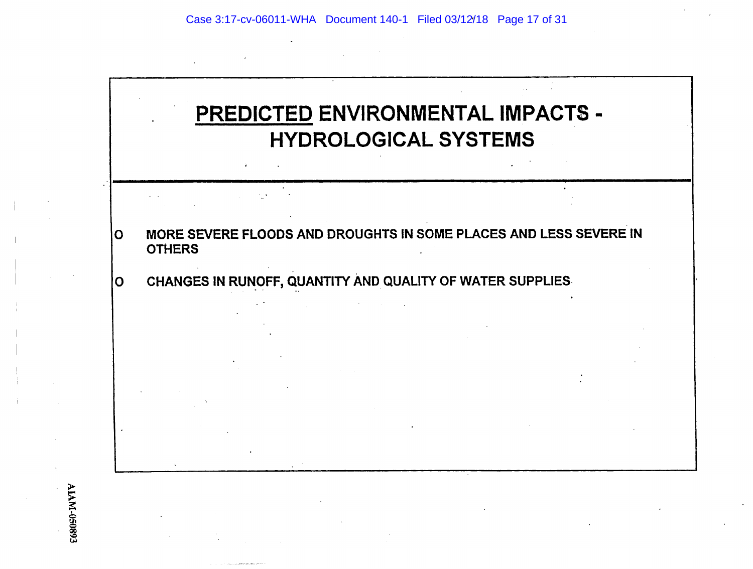# PREDICTED ENVIRONMENTAL IMPACTS - HYDROLOGICAL SYSTEMS

- MORE SEVERE FLOODS AND DROUGHTS IN SOME PLACES AND LESS SEVERE IN OTHERS
- CHANGES IN RUNOFF, QUANTITY AND QUALITY OF WATER SUPPLIES

AIAM-050893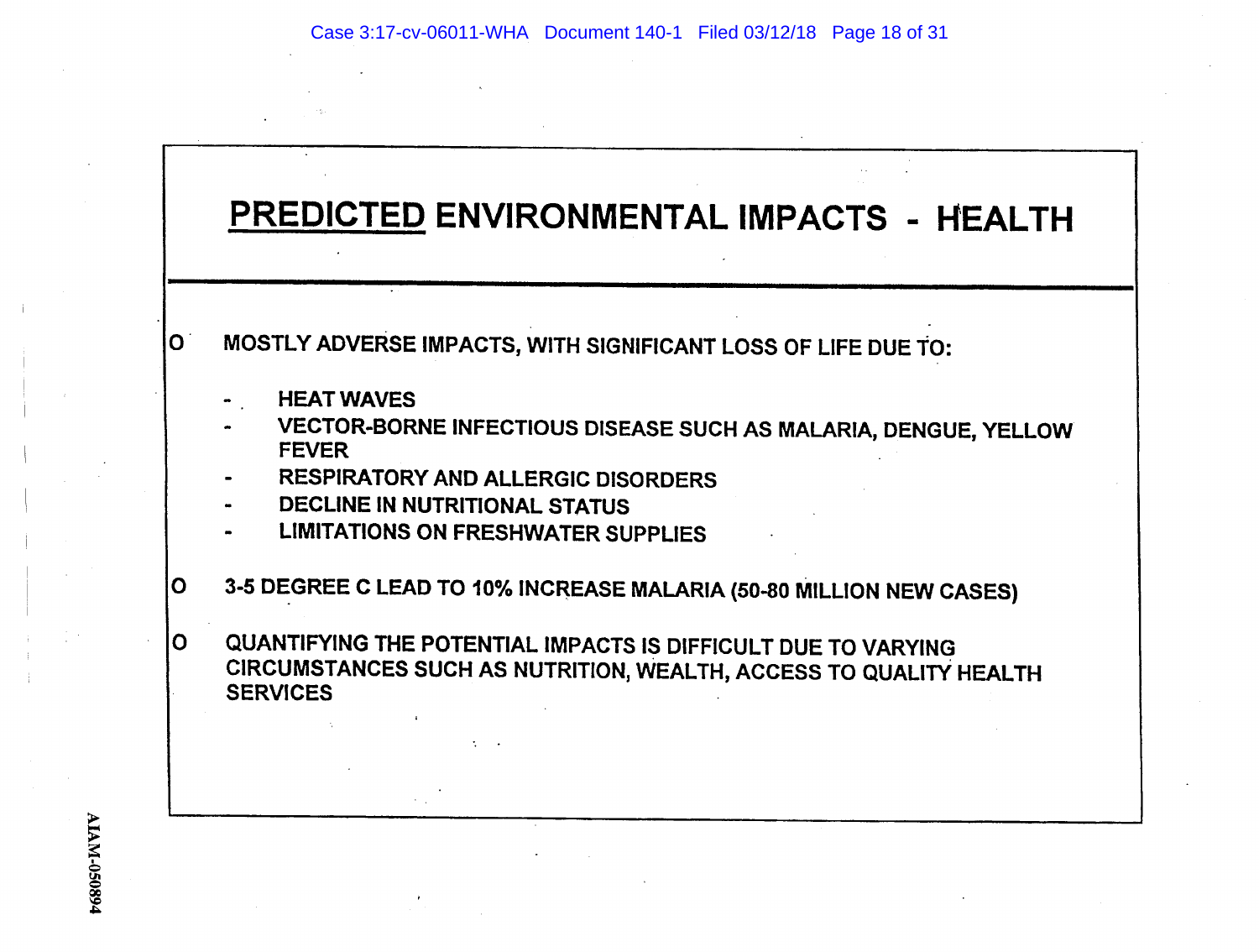# <u>PREDICTED</u> ENVIRONMENTAL IMPACTS - HEALTH

- MOSTLY ADVERSE IMPACTS, WITH SIGNIFICANT LOSS OF LIFE DUE TO:
  - HEAT WAVES
  - VECTOR-BORNE INFECTIOUS DISEASE SUCH AS MALARIA, DENGUE, YELLOW FEVER
  - RESPIRATORY AND ALLERGIC DISORDERS
  - DECLINE IN NUTRITIONAL STATUS
  - LIMITATIONS ON FRESHWATER SUPPLIES
- 3-5 DEGREE C LEAD TO 10% INCREASE MALARIA (50-80 MILLION NEW CASES)
- QUANTIFYING THE POTENTIAL IMPACTS IS DIFFICULT DUE TO VARYING CIRCUMSTANCES SUCH AS NUTRITION, WEALTH, ACCESS TO QUALITY HEALTH SERVICES

AIAM-050894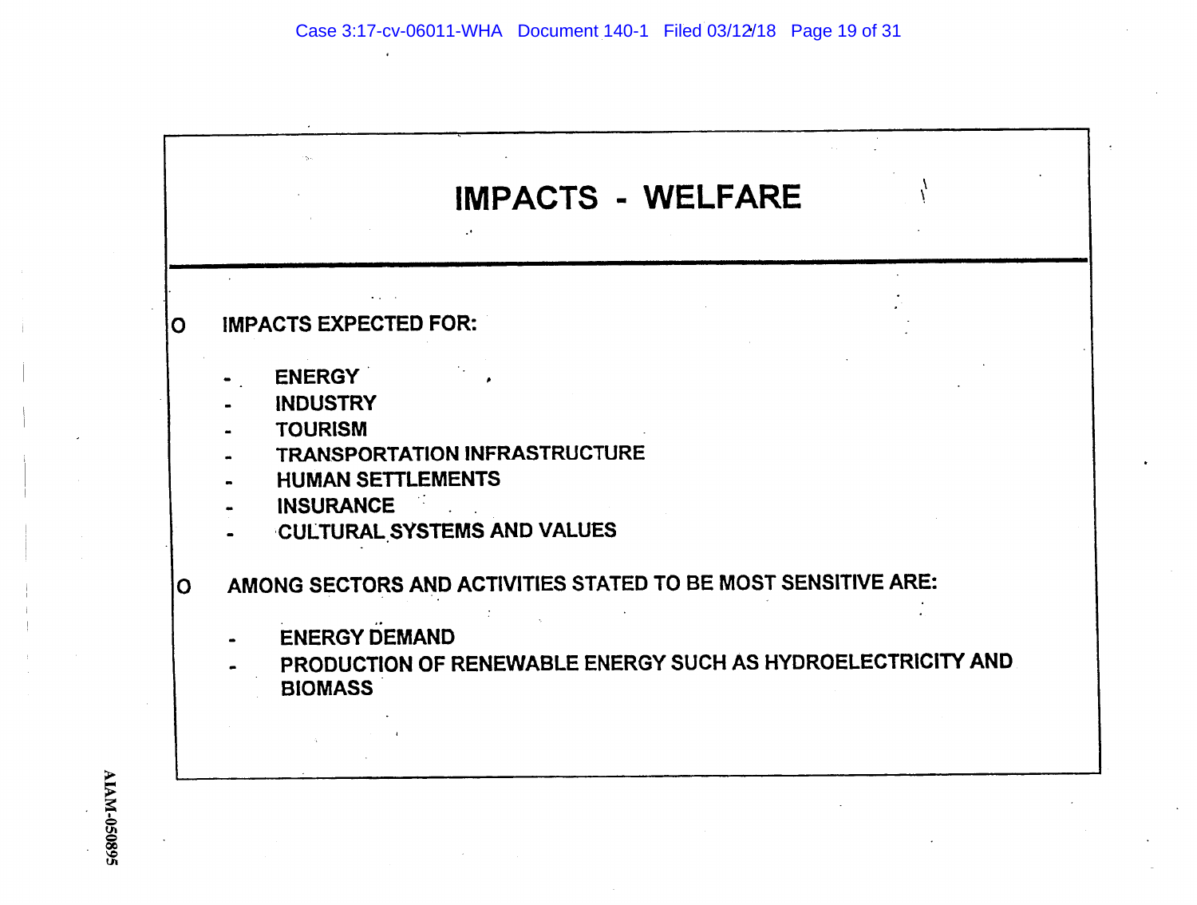# IMPACTS - WELFARE

- IMPACTS EXPECTED FOR:
  - ENERGY
  - INDUSTRY
  - TOURISM
  - TRANSPORTATION INFRASTRUCTURE
  - HUMAN SETTLEMENTS
  - INSURANCE
  - CULTURAL SYSTEMS AND VALUES

- AMONG SECTORS AND ACTIVITIES STATED TO BE MOST SENSITIVE ARE:
  - ENERGY DEMAND
  - PRODUCTION OF RENEWABLE ENERGY SUCH AS HYDROELECTRICITY AND BIOMASS

AIAM-050895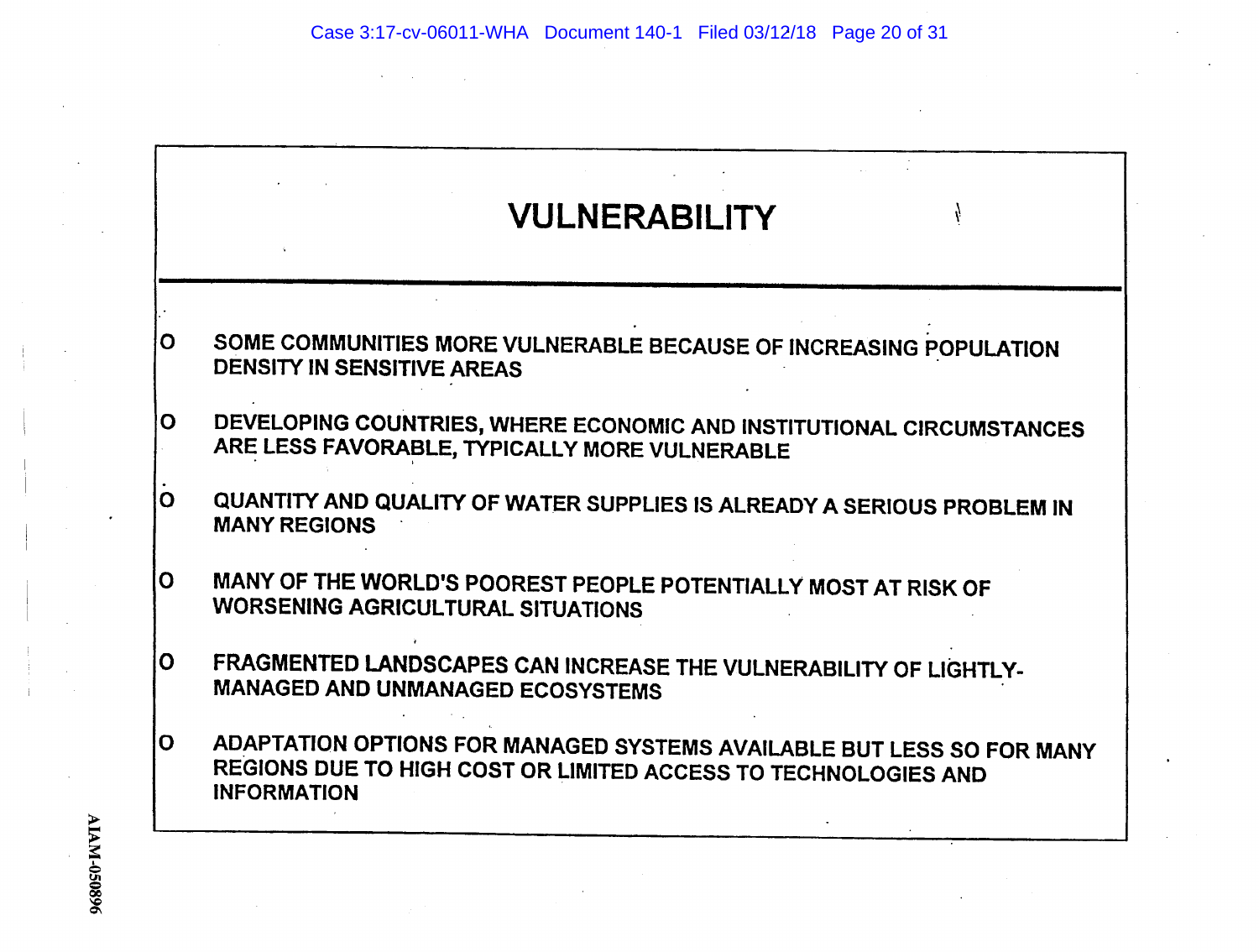# VULNERABILITY

- SOME COMMUNITIES MORE VULNERABLE BECAUSE OF INCREASING POPULATION DENSITY IN SENSITIVE AREAS

- DEVELOPING COUNTRIES, WHERE ECONOMIC AND INSTITUTIONAL CIRCUMSTANCES ARE LESS FAVORABLE, TYPICALLY MORE VULNERABLE

- QUANTITY AND QUALITY OF WATER SUPPLIES IS ALREADY A SERIOUS PROBLEM IN MANY REGIONS

- MANY OF THE WORLD'S POOREST PEOPLE POTENTIALLY MOST AT RISK OF WORSENING AGRICULTURAL SITUATIONS

- FRAGMENTED LANDSCAPES CAN INCREASE THE VULNERABILITY OF LIGHTLY-MANAGED AND UNMANAGED ECOSYSTEMS

- ADAPTATION OPTIONS FOR MANAGED SYSTEMS AVAILABLE BUT LESS SO FOR MANY REGIONS DUE TO HIGH COST OR LIMITED ACCESS TO TECHNOLOGIES AND INFORMATION

AIAM-050896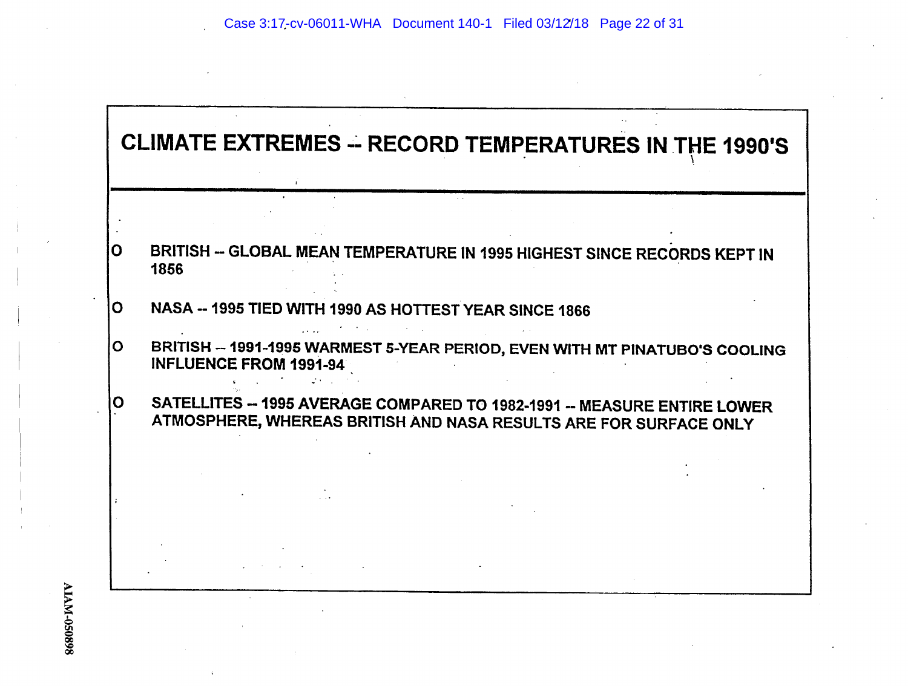# CLIMATE EXTREMES -- RECORD TEMPERATURES IN THE 1990'S

- BRITISH -- GLOBAL MEAN TEMPERATURE IN 1995 HIGHEST SINCE RECORDS KEPT IN 1856
- NASA -- 1995 TIED WITH 1990 AS HOTTEST YEAR SINCE 1866
- BRITISH -- 1991-1995 WARMEST 5-YEAR PERIOD, EVEN WITH MT PINATUBO'S COOLING INFLUENCE FROM 1991-94
- SATELLITES -- 1995 AVERAGE COMPARED TO 1982-1991 -- MEASURE ENTIRE LOWER ATMOSPHERE, WHEREAS BRITISH AND NASA RESULTS ARE FOR SURFACE ONLY

AIAM-050898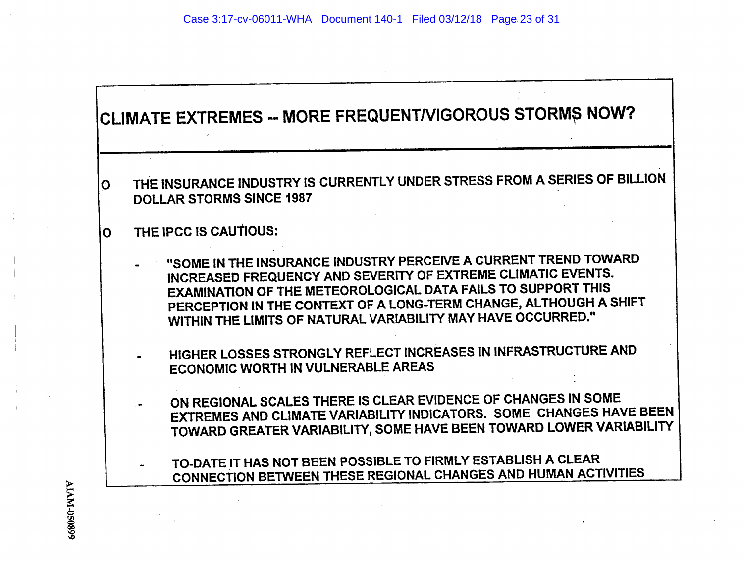# CLIMATE EXTREMES -- MORE FREQUENT/VIGOROUS STORMS NOW?

- THE INSURANCE INDUSTRY IS CURRENTLY UNDER STRESS FROM A SERIES OF BILLION DOLLAR STORMS SINCE 1987

- THE IPCC IS CAUTIOUS:

  - "SOME IN THE INSURANCE INDUSTRY PERCEIVE A CURRENT TREND TOWARD INCREASED FREQUENCY AND SEVERITY OF EXTREME CLIMATIC EVENTS. EXAMINATION OF THE METEOROLOGICAL DATA FAILS TO SUPPORT THIS PERCEPTION IN THE CONTEXT OF A LONG-TERM CHANGE, ALTHOUGH A SHIFT WITHIN THE LIMITS OF NATURAL VARIABILITY MAY HAVE OCCURRED."

  - HIGHER LOSSES STRONGLY REFLECT INCREASES IN INFRASTRUCTURE AND ECONOMIC WORTH IN VULNERABLE AREAS

  - ON REGIONAL SCALES THERE IS CLEAR EVIDENCE OF CHANGES IN SOME EXTREMES AND CLIMATE VARIABILITY INDICATORS. SOME CHANGES HAVE BEEN TOWARD GREATER VARIABILITY, SOME HAVE BEEN TOWARD LOWER VARIABILITY

  - TO-DATE IT HAS NOT BEEN POSSIBLE TO FIRMLY ESTABLISH A CLEAR CONNECTION BETWEEN THESE REGIONAL CHANGES AND HUMAN ACTIVITIES

AIAM-050899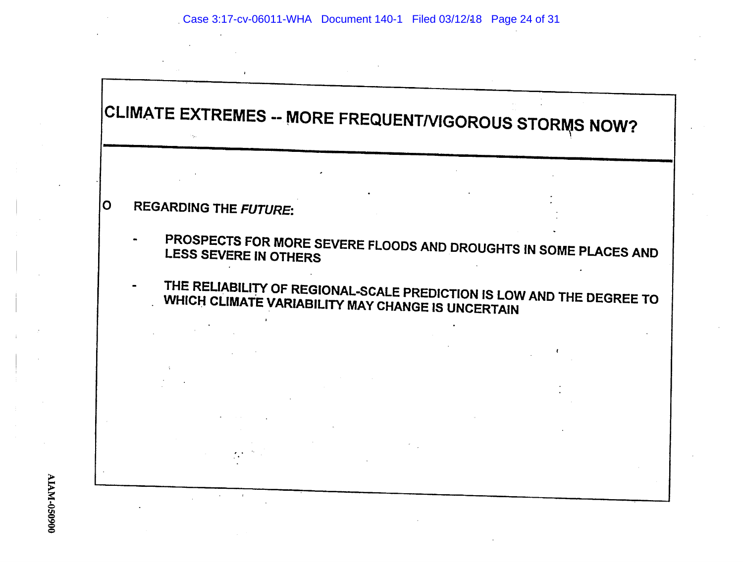# CLIMATE EXTREMES -- MORE FREQUENT/VIGOROUS STORMS NOW?

- REGARDING THE *FUTURE*:

  - PROSPECTS FOR MORE SEVERE FLOODS AND DROUGHTS IN SOME PLACES AND LESS SEVERE IN OTHERS

  - THE RELIABILITY OF REGIONAL-SCALE PREDICTION IS LOW AND THE DEGREE TO WHICH CLIMATE VARIABILITY MAY CHANGE IS UNCERTAIN

AIAM-050900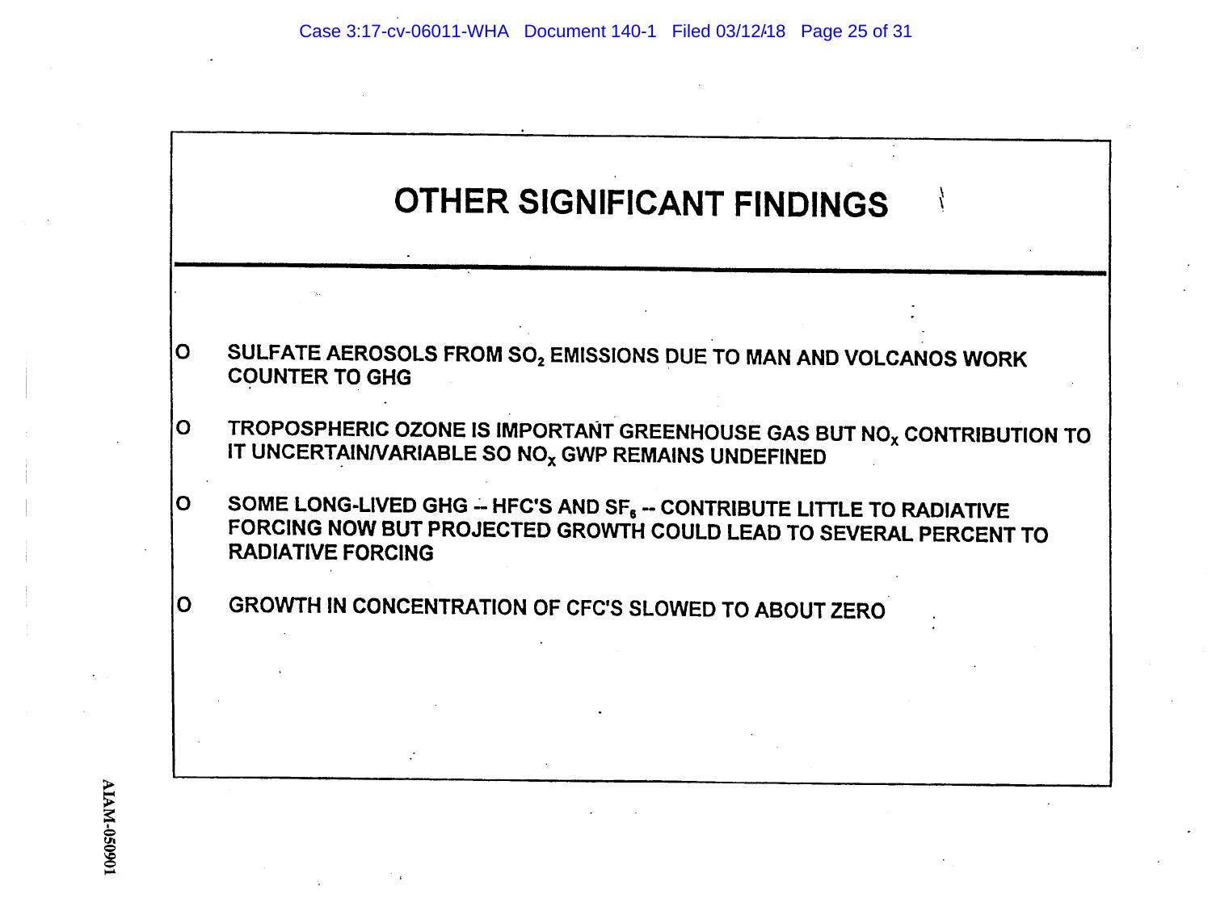# OTHER SIGNIFICANT FINDINGS

- SULFATE AEROSOLS FROM $SO_2$ EMISSIONS DUE TO MAN AND VOLCANOS WORK COUNTER TO GHG
- TROPOSPHERIC OZONE IS IMPORTANT GREENHOUSE GAS BUT $NO_X$ CONTRIBUTION TO IT UNCERTAIN/VARIABLE SO $NO_X$ GWP REMAINS UNDEFINED
- SOME LONG-LIVED GHG -- HFC'S AND $SF_6$ -- CONTRIBUTE LITTLE TO RADIATIVE FORCING NOW BUT PROJECTED GROWTH COULD LEAD TO SEVERAL PERCENT TO RADIATIVE FORCING
- GROWTH IN CONCENTRATION OF CFC'S SLOWED TO ABOUT ZERO

AIAM-050901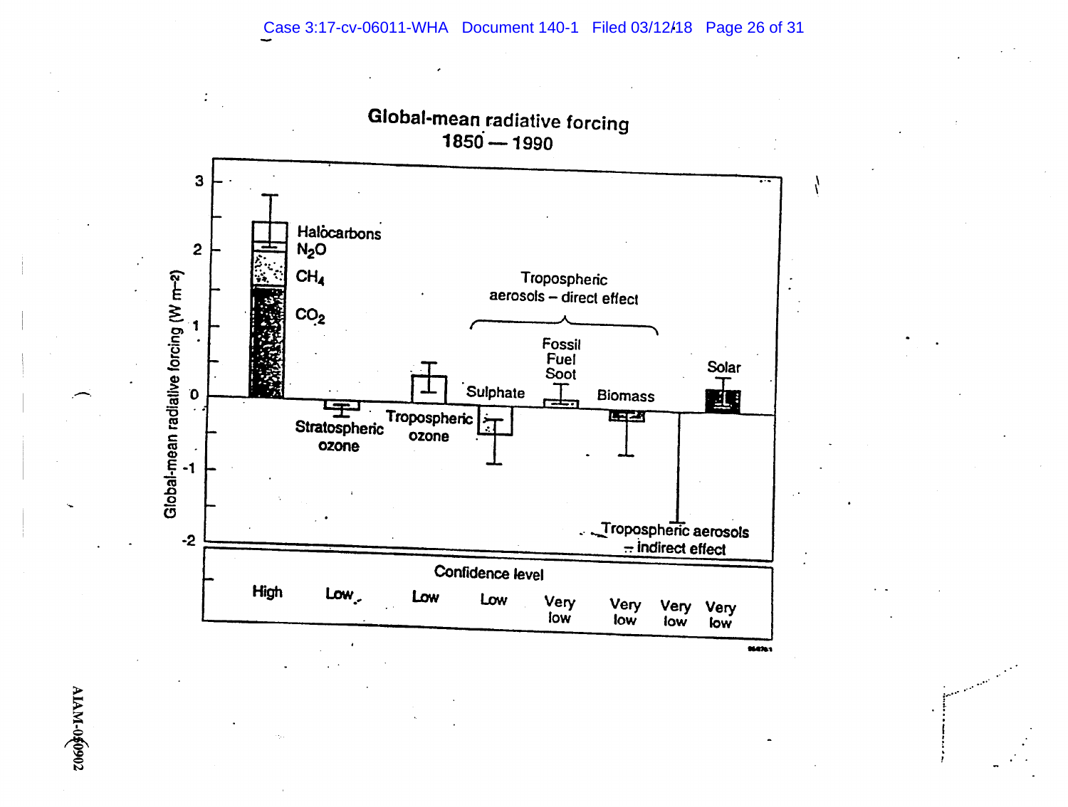## Global-mean radiative forcing
## 1850 — 1990

Global-mean radiative forcing ($W\ m^{-2}$)

3

2

1

0

-1

-2

Halocarbons

$N_2O$

$CH_4$

$CO_2$

Stratospheric ozone

Tropospheric ozone

Tropospheric aerosols – direct effect

Sulphate

Fossil Fuel Soot

Biomass

Solar

Tropospheric aerosols – indirect effect

| Confidence level | | | | | | | |
|---|---|---|---|---|---|---|---|
| High | Low | Low | Low | Very low | Very low | Very low | Very low |

AIAM-050902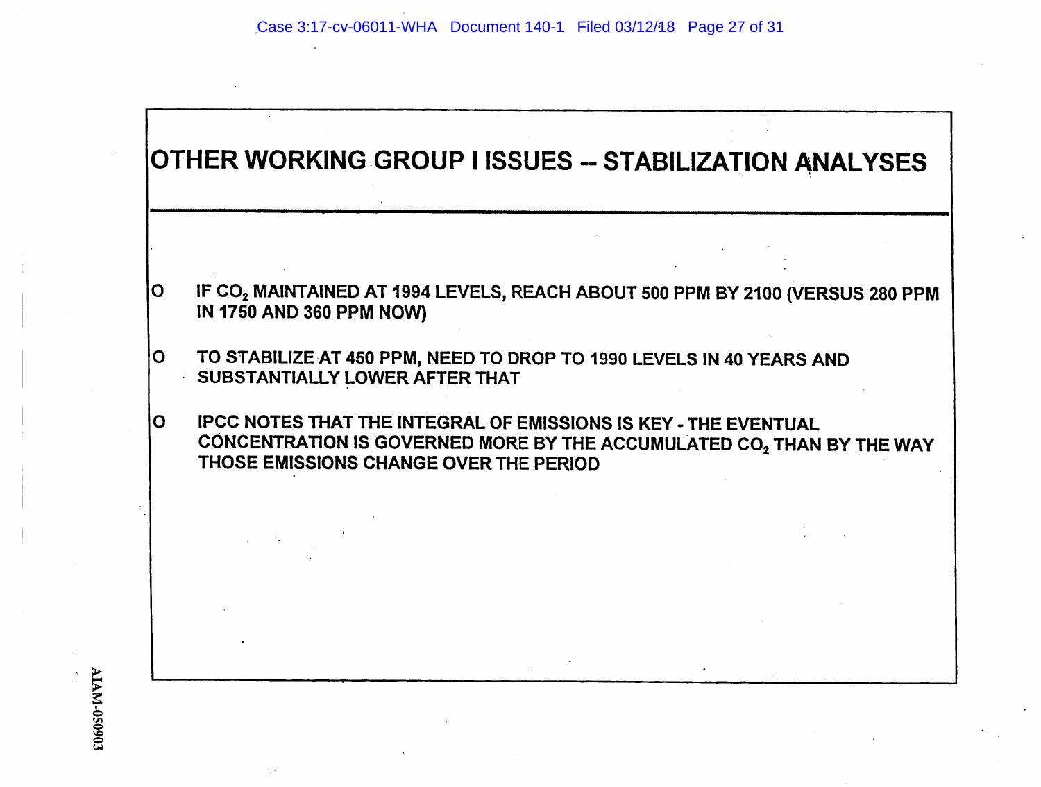# OTHER WORKING GROUP I ISSUES -- STABILIZATION ANALYSES

- IF $CO_2$ MAINTAINED AT 1994 LEVELS, REACH ABOUT 500 PPM BY 2100 (VERSUS 280 PPM IN 1750 AND 360 PPM NOW)

- TO STABILIZE AT 450 PPM, NEED TO DROP TO 1990 LEVELS IN 40 YEARS AND SUBSTANTIALLY LOWER AFTER THAT

- IPCC NOTES THAT THE INTEGRAL OF EMISSIONS IS KEY - THE EVENTUAL CONCENTRATION IS GOVERNED MORE BY THE ACCUMULATED $CO_2$ THAN BY THE WAY THOSE EMISSIONS CHANGE OVER THE PERIOD

AIAM-050903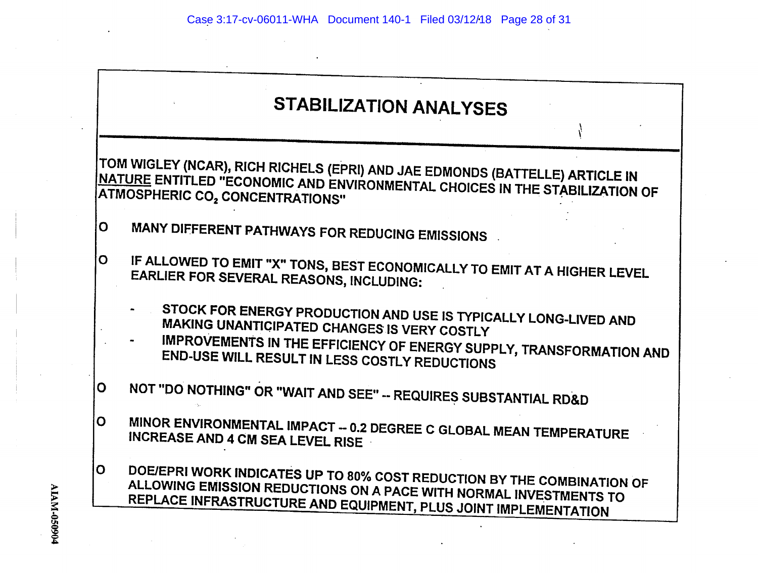# STABILIZATION ANALYSES

TOM WIGLEY (NCAR), RICH RICHELS (EPRI) AND JAE EDMONDS (BATTELLE) ARTICLE IN <u>NATURE</u> ENTITLED "ECONOMIC AND ENVIRONMENTAL CHOICES IN THE STABILIZATION OF ATMOSPHERIC $CO_2$ CONCENTRATIONS"

- MANY DIFFERENT PATHWAYS FOR REDUCING EMISSIONS
- IF ALLOWED TO EMIT "X" TONS, BEST ECONOMICALLY TO EMIT AT A HIGHER LEVEL EARLIER FOR SEVERAL REASONS, INCLUDING:
  - STOCK FOR ENERGY PRODUCTION AND USE IS TYPICALLY LONG-LIVED AND MAKING UNANTICIPATED CHANGES IS VERY COSTLY
  - IMPROVEMENTS IN THE EFFICIENCY OF ENERGY SUPPLY, TRANSFORMATION AND END-USE WILL RESULT IN LESS COSTLY REDUCTIONS
- NOT "DO NOTHING" OR "WAIT AND SEE" -- REQUIRES SUBSTANTIAL RD&D
- MINOR ENVIRONMENTAL IMPACT -- 0.2 DEGREE C GLOBAL MEAN TEMPERATURE INCREASE AND 4 CM SEA LEVEL RISE
- DOE/EPRI WORK INDICATES UP TO 80% COST REDUCTION BY THE COMBINATION OF ALLOWING EMISSION REDUCTIONS ON A PACE WITH NORMAL INVESTMENTS TO REPLACE INFRASTRUCTURE AND EQUIPMENT, PLUS JOINT IMPLEMENTATION

AIAM-050904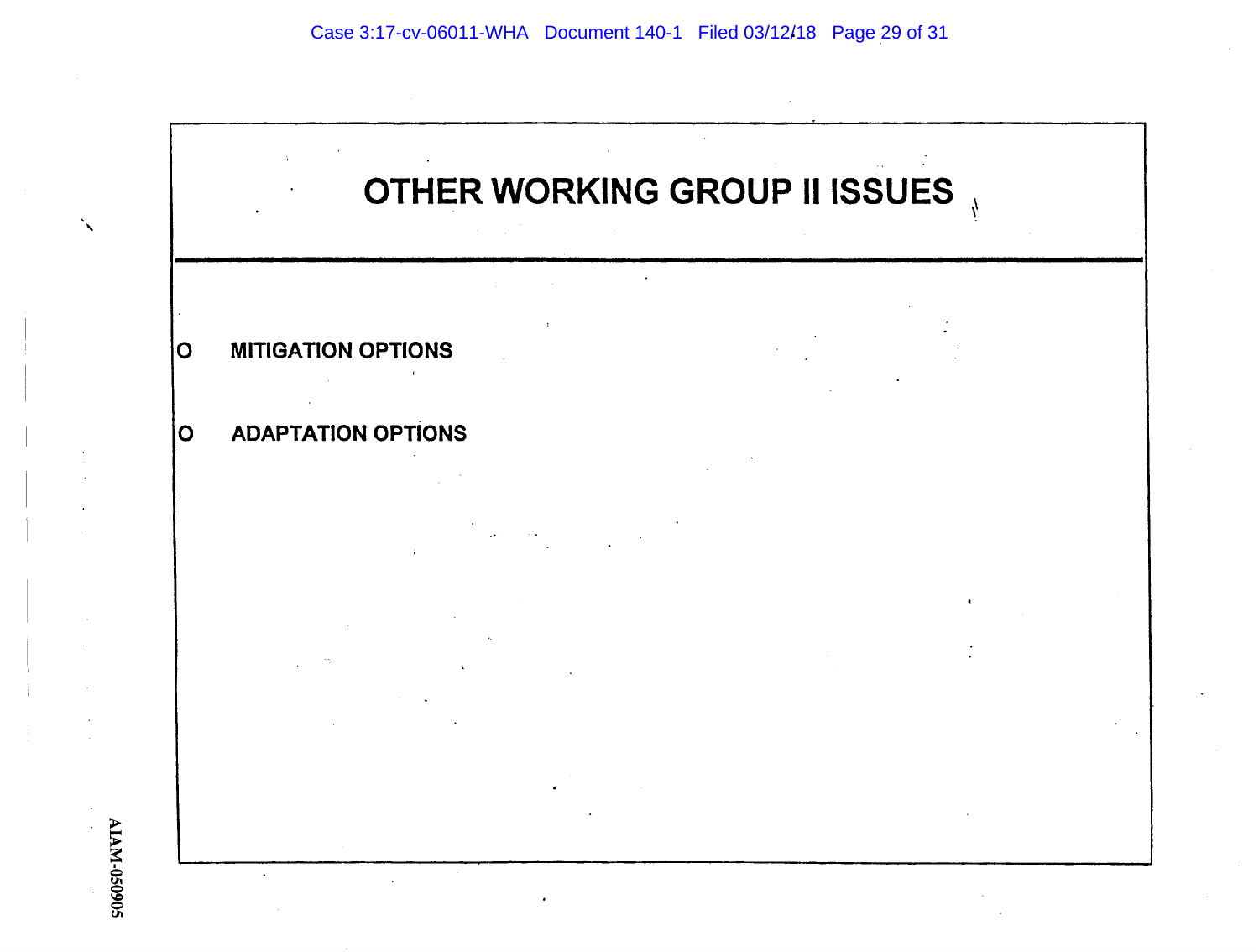# OTHER WORKING GROUP II ISSUES

- MITIGATION OPTIONS
- ADAPTATION OPTIONS

AIAM-050905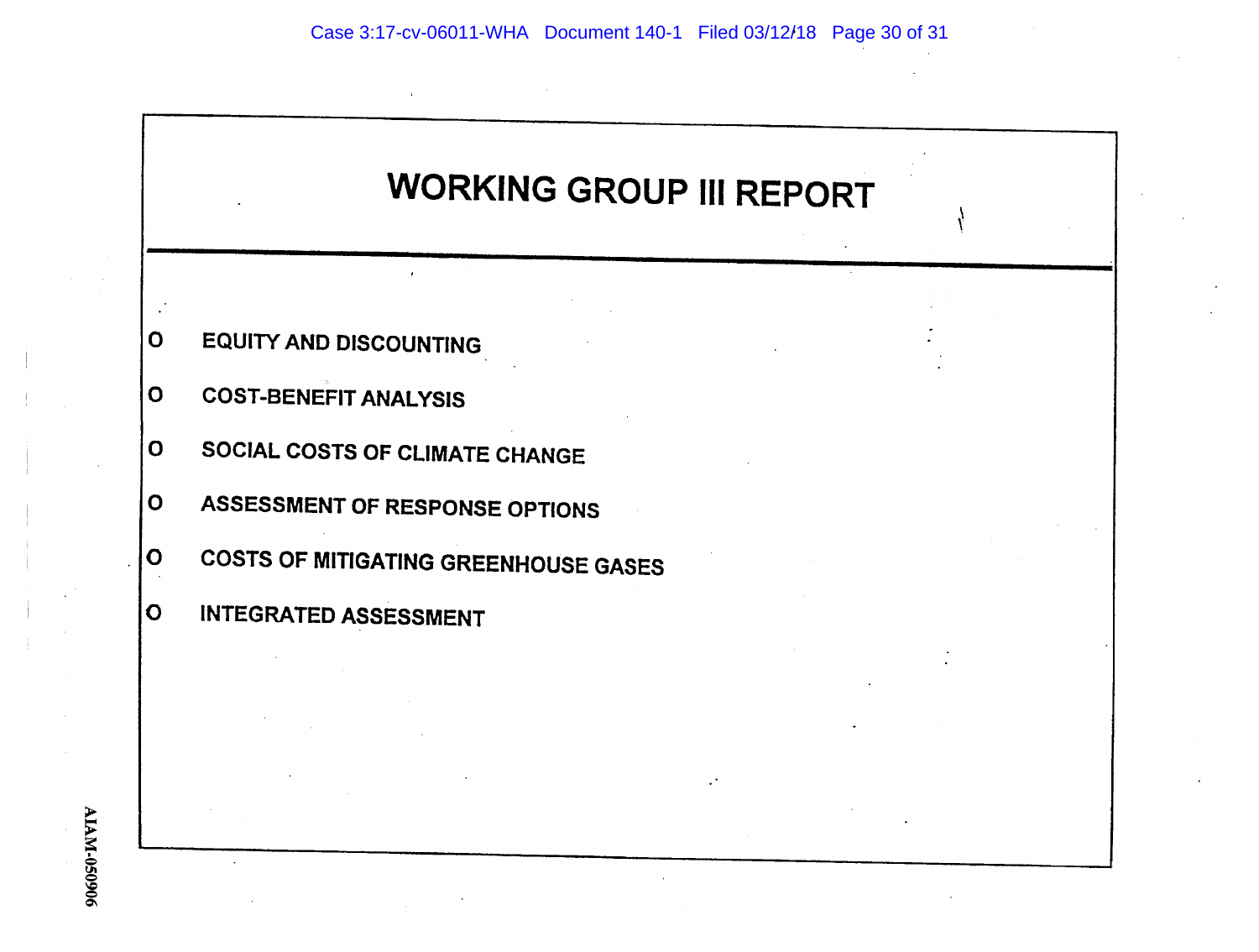# WORKING GROUP III REPORT

- EQUITY AND DISCOUNTING
- COST-BENEFIT ANALYSIS
- SOCIAL COSTS OF CLIMATE CHANGE
- ASSESSMENT OF RESPONSE OPTIONS
- COSTS OF MITIGATING GREENHOUSE GASES
- INTEGRATED ASSESSMENT

AIAM-050906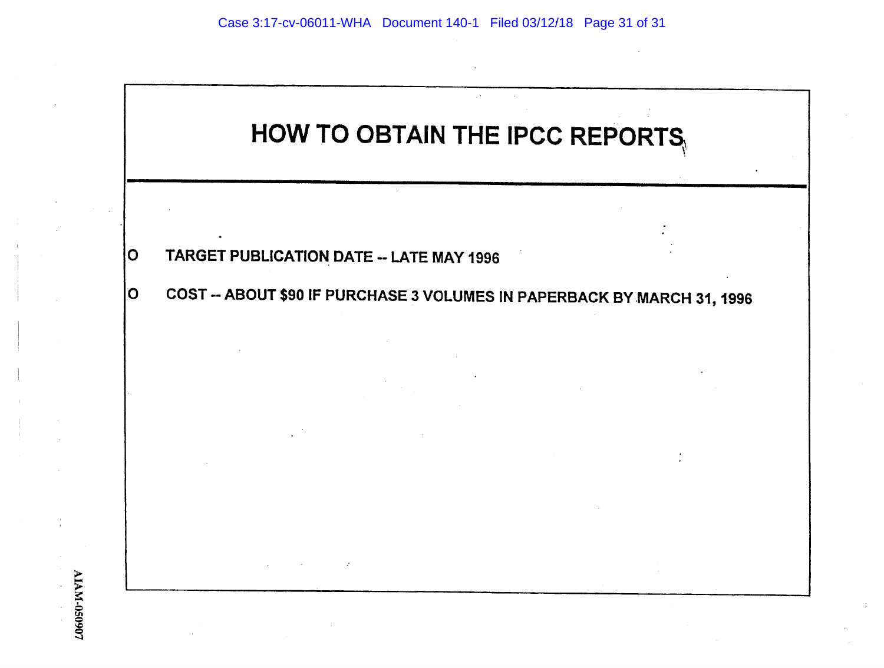# HOW TO OBTAIN THE IPCC REPORTS

- TARGET PUBLICATION DATE -- LATE MAY 1996
- COST -- ABOUT $90 IF PURCHASE 3 VOLUMES IN PAPERBACK BY MARCH 31, 1996

AIAM-050907